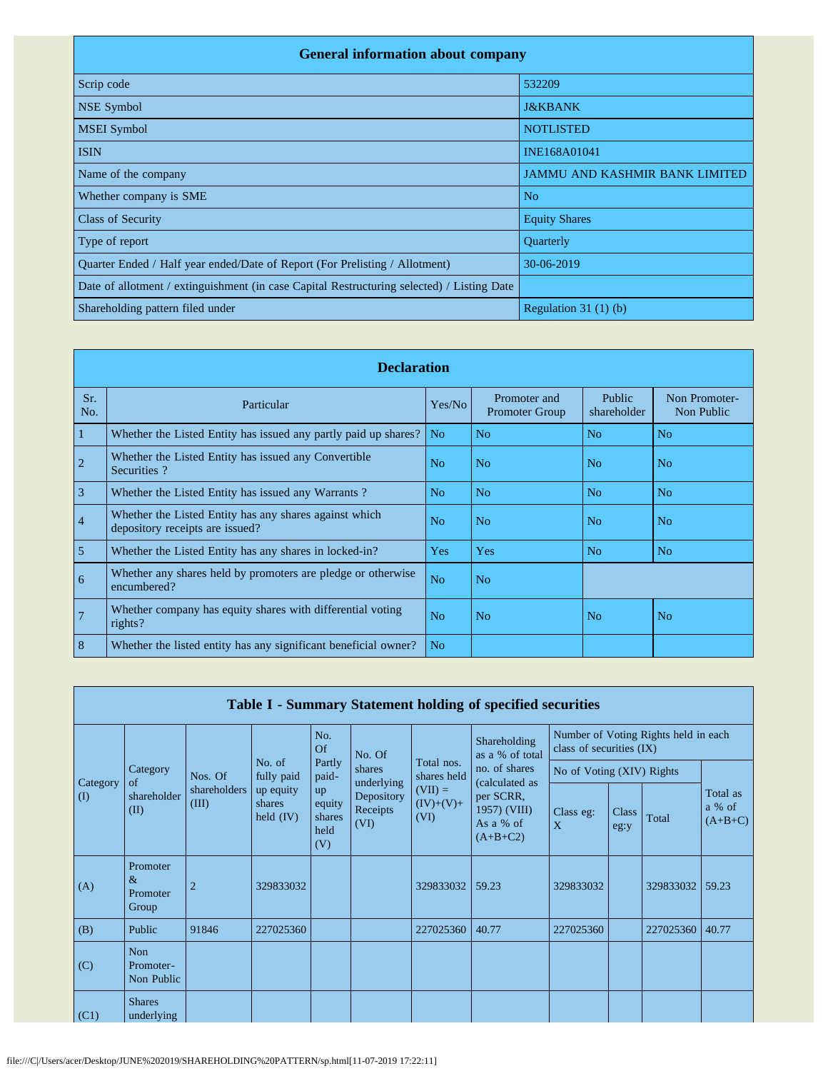## General information about company

| | |
|---|---|
| Scrip code | 532209 |
| NSE Symbol | J&KBANK |
| MSEI Symbol | NOTLISTED |
| ISIN | INE168A01041 |
| Name of the company | JAMMU AND KASHMIR BANK LIMITED |
| Whether company is SME | No |
| Class of Security | Equity Shares |
| Type of report | Quarterly |
| Quarter Ended / Half year ended/Date of Report (For Prelisting / Allotment) | 30-06-2019 |
| Date of allotment / extinguishment (in case Capital Restructuring selected) / Listing Date | |
| Shareholding pattern filed under | Regulation 31 (1) (b) |

## Declaration

| Sr. No. | Particular | Yes/No | Promoter and Promoter Group | Public shareholder | Non Promoter-Non Public |
|---|---|---|---|---|---|
| 1 | Whether the Listed Entity has issued any partly paid up shares? | No | No | No | No |
| 2 | Whether the Listed Entity has issued any Convertible Securities ? | No | No | No | No |
| 3 | Whether the Listed Entity has issued any Warrants ? | No | No | No | No |
| 4 | Whether the Listed Entity has any shares against which depository receipts are issued? | No | No | No | No |
| 5 | Whether the Listed Entity has any shares in locked-in? | Yes | Yes | No | No |
| 6 | Whether any shares held by promoters are pledge or otherwise encumbered? | No | No | | |
| 7 | Whether company has equity shares with differential voting rights? | No | No | No | No |
| 8 | Whether the listed entity has any significant beneficial owner? | No | | | |

## Table I - Summary Statement holding of specified securities

| Category (I) | Category of shareholder (II) | Nos. Of shareholders (III) | No. of fully paid up equity shares held (IV) | No. Of Partly paid-up equity shares held (V) | No. Of shares underlying Depository Receipts (VI) | Total nos. shares held (VII) = (IV)+(V)+ (VI) | Shareholding as a % of total no. of shares (calculated as per SCRR, 1957) (VIII) As a % of (A+B+C2) | Number of Voting Rights held in each class of securities (IX) | | | |
|---|---|---|---|---|---|---|---|---|---|---|---|
| | | | | | | | | No of Voting (XIV) Rights | | | Total as a % of (A+B+C) |
| | | | | | | | | Class eg: X | Class eg:y | Total | |
| (A) | Promoter & Promoter Group | 2 | 329833032 | | | 329833032 | 59.23 | 329833032 | | 329833032 | 59.23 |
| (B) | Public | 91846 | 227025360 | | | 227025360 | 40.77 | 227025360 | | 227025360 | 40.77 |
| (C) | Non Promoter- Non Public | | | | | | | | | | |
| (C1) | Shares underlying | | | | | | | | | | |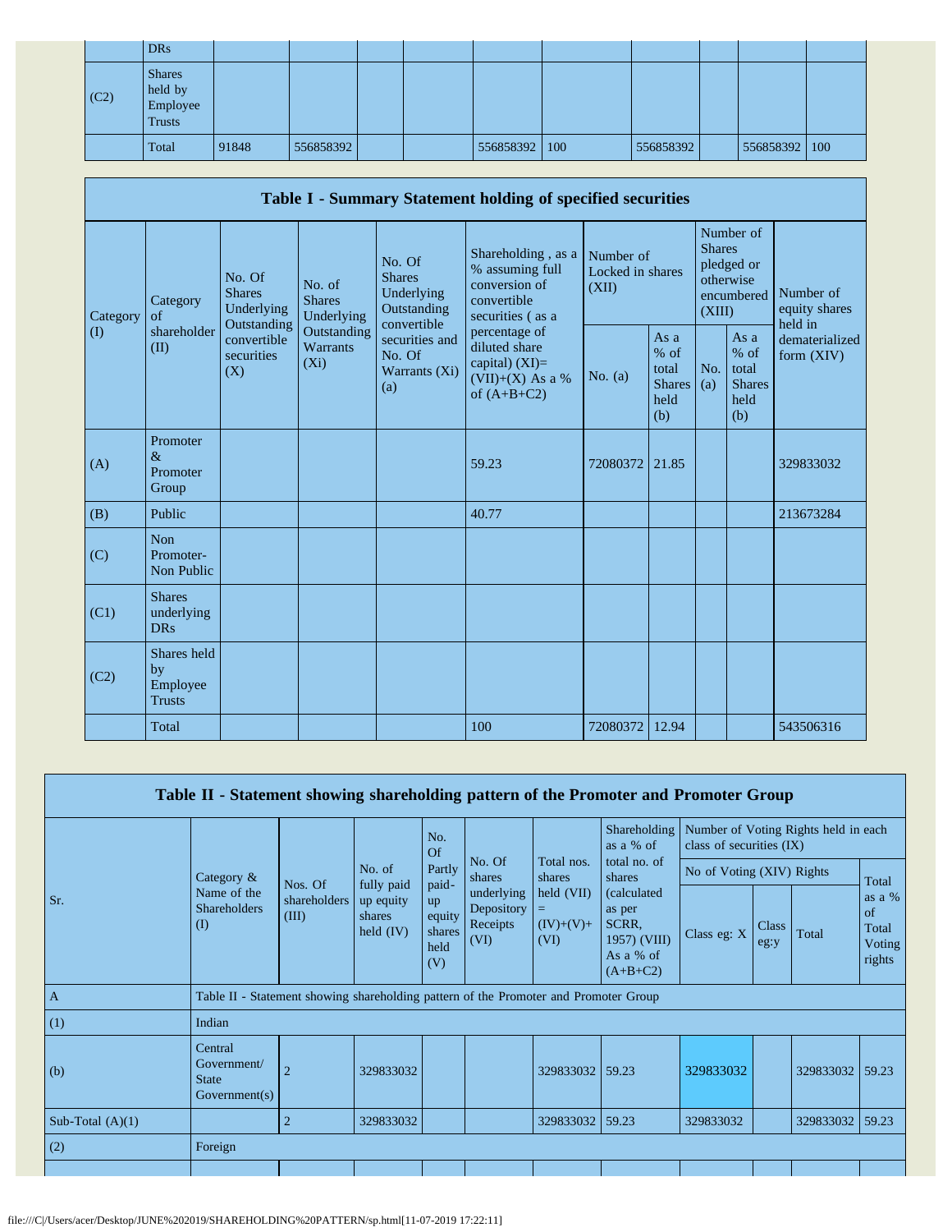| | DRs | | | | | | | | | | |
|---|---|---|---|---|---|---|---|---|---|---|---|
| (C2) | Shares held by Employee Trusts | | | | | | | | | | |
| | Total | 91848 | 556858392 | | | 556858392 | 100 | 556858392 | | 556858392 | 100 |

## Table I - Summary Statement holding of specified securities

| Category (I) | Category of shareholder (II) | No. Of Shares Underlying Outstanding convertible securities (X) | No. of Shares Underlying Outstanding Warrants (Xi) | No. Of Shares Underlying Outstanding convertible securities and No. Of Warrants (Xi) (a) | Shareholding , as a % assuming full conversion of convertible securities ( as a percentage of diluted share capital) (XI)= (VII)+(X) As a % of (A+B+C2) | Number of Locked in shares (XII) | | Number of Shares pledged or otherwise encumbered (XIII) | | Number of equity shares held in dematerialized form (XIV) |
|---|---|---|---|---|---|---|---|---|---|---|
| | | | | | | No. (a) | As a % of total Shares held (b) | No. (a) | As a % of total Shares held (b) | |
| (A) | Promoter & Promoter Group | | | | 59.23 | 72080372 | 21.85 | | | 329833032 |
| (B) | Public | | | | 40.77 | | | | | 213673284 |
| (C) | Non Promoter- Non Public | | | | | | | | | |
| (C1) | Shares underlying DRs | | | | | | | | | |
| (C2) | Shares held by Employee Trusts | | | | | | | | | |
| | Total | | | | 100 | 72080372 | 12.94 | | | 543506316 |

## Table II - Statement showing shareholding pattern of the Promoter and Promoter Group

| Sr. | Category & Name of the Shareholders (I) | Nos. Of shareholders (III) | No. of fully paid up equity shares held (IV) | No. Of Partly paid-up equity shares held (V) | No. Of shares underlying Depository Receipts (VI) | Total nos. shares held (VII) = (IV)+(V)+ (VI) | Shareholding as a % of total no. of shares (calculated as per SCRR, 1957) (VIII) As a % of (A+B+C2) | Number of Voting Rights held in each class of securities (IX) | | | |
|---|---|---|---|---|---|---|---|---|---|---|---|
| | | | | | | | | No of Voting (XIV) Rights | | | Total as a % of Total Voting rights |
| | | | | | | | | Class eg: X | Class eg:y | Total | |
| A | Table II - Statement showing shareholding pattern of the Promoter and Promoter Group | | | | | | | | | | |
| (1) | Indian | | | | | | | | | | |
| (b) | Central Government/ State Government(s) | 2 | 329833032 | | | 329833032 | 59.23 | 329833032 | | 329833032 | 59.23 |
| Sub-Total (A)(1) | | 2 | 329833032 | | | 329833032 | 59.23 | 329833032 | | 329833032 | 59.23 |
| (2) | Foreign | | | | | | | | | | |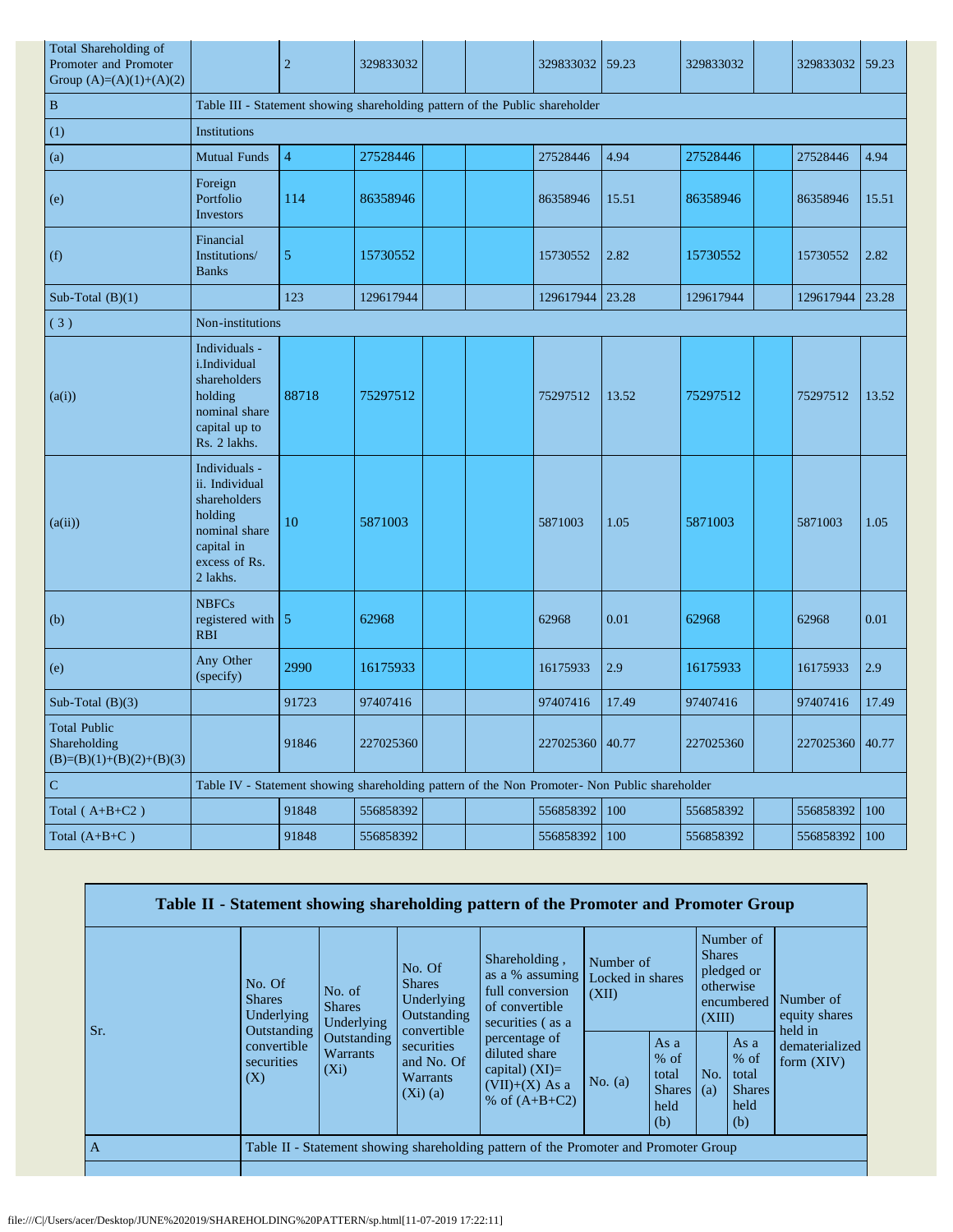| | | | | | | | | | | | |
|---|---|---|---|---|---|---|---|---|---|---|---|
| Total Shareholding of Promoter and Promoter Group (A)=(A)(1)+(A)(2) | | 2 | 329833032 | | | 329833032 | 59.23 | 329833032 | | 329833032 | 59.23 |
| B | Table III - Statement showing shareholding pattern of the Public shareholder | | | | | | | | | | |
| (1) | Institutions | | | | | | | | | | |
| (a) | Mutual Funds | 4 | 27528446 | | | 27528446 | 4.94 | 27528446 | | 27528446 | 4.94 |
| (e) | Foreign Portfolio Investors | 114 | 86358946 | | | 86358946 | 15.51 | 86358946 | | 86358946 | 15.51 |
| (f) | Financial Institutions/ Banks | 5 | 15730552 | | | 15730552 | 2.82 | 15730552 | | 15730552 | 2.82 |
| Sub-Total (B)(1) | | 123 | 129617944 | | | 129617944 | 23.28 | 129617944 | | 129617944 | 23.28 |
| ( 3 ) | Non-institutions | | | | | | | | | | |
| (a(i)) | Individuals - i.Individual shareholders holding nominal share capital up to Rs. 2 lakhs. | 88718 | 75297512 | | | 75297512 | 13.52 | 75297512 | | 75297512 | 13.52 |
| (a(ii)) | Individuals - ii. Individual shareholders holding nominal share capital in excess of Rs. 2 lakhs. | 10 | 5871003 | | | 5871003 | 1.05 | 5871003 | | 5871003 | 1.05 |
| (b) | NBFCs registered with RBI | 5 | 62968 | | | 62968 | 0.01 | 62968 | | 62968 | 0.01 |
| (e) | Any Other (specify) | 2990 | 16175933 | | | 16175933 | 2.9 | 16175933 | | 16175933 | 2.9 |
| Sub-Total (B)(3) | | 91723 | 97407416 | | | 97407416 | 17.49 | 97407416 | | 97407416 | 17.49 |
| Total Public Shareholding (B)=(B)(1)+(B)(2)+(B)(3) | | 91846 | 227025360 | | | 227025360 | 40.77 | 227025360 | | 227025360 | 40.77 |
| C | Table IV - Statement showing shareholding pattern of the Non Promoter- Non Public shareholder | | | | | | | | | | |
| Total ( A+B+C2 ) | | 91848 | 556858392 | | | 556858392 | 100 | 556858392 | | 556858392 | 100 |
| Total (A+B+C ) | | 91848 | 556858392 | | | 556858392 | 100 | 556858392 | | 556858392 | 100 |

| Table II - Statement showing shareholding pattern of the Promoter and Promoter Group | | | | | | | | | |
|---|---|---|---|---|---|---|---|---|---|
| Sr. | No. Of Shares Underlying Outstanding convertible securities (X) | No. of Shares Underlying Outstanding Warrants (Xi) | No. Of Shares Underlying Outstanding convertible securities and No. Of Warrants (Xi) (a) | Shareholding , as a % assuming full conversion of convertible securities ( as a percentage of diluted share capital) (XI)= (VII)+(X) As a % of (A+B+C2) | Number of Locked in shares (XII) | | Number of Shares pledged or otherwise encumbered (XIII) | | Number of equity shares held in dematerialized form (XIV) |
| | | | | | No. (a) | As a % of total Shares held (b) | No. (a) | As a % of total Shares held (b) | |
| A | Table II - Statement showing shareholding pattern of the Promoter and Promoter Group | | | | | | | | |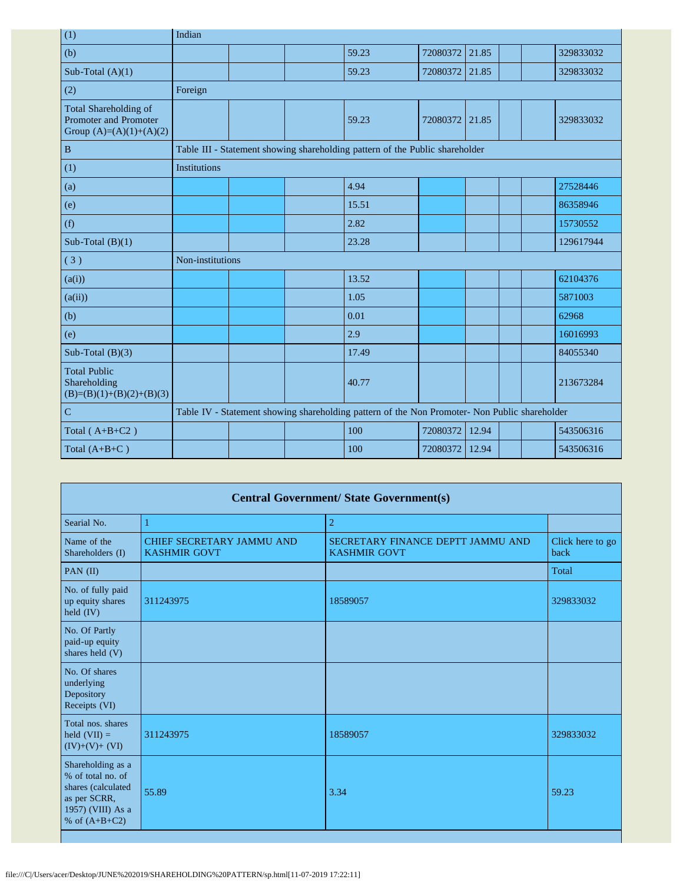| (1) | Indian | | | | | | | | |
|---|---|---|---|---|---|---|---|---|---|
| (b) | | | | 59.23 | 72080372 | 21.85 | | | 329833032 |
| Sub-Total (A)(1) | | | | 59.23 | 72080372 | 21.85 | | | 329833032 |
| (2) | Foreign | | | | | | | | |
| Total Shareholding of Promoter and Promoter Group (A)=(A)(1)+(A)(2) | | | | 59.23 | 72080372 | 21.85 | | | 329833032 |
| B | Table III - Statement showing shareholding pattern of the Public shareholder | | | | | | | | |
| (1) | Institutions | | | | | | | | |
| (a) | | | | 4.94 | | | | | 27528446 |
| (e) | | | | 15.51 | | | | | 86358946 |
| (f) | | | | 2.82 | | | | | 15730552 |
| Sub-Total (B)(1) | | | | 23.28 | | | | | 129617944 |
| ( 3 ) | Non-institutions | | | | | | | | |
| (a(i)) | | | | 13.52 | | | | | 62104376 |
| (a(ii)) | | | | 1.05 | | | | | 5871003 |
| (b) | | | | 0.01 | | | | | 62968 |
| (e) | | | | 2.9 | | | | | 16016993 |
| Sub-Total (B)(3) | | | | 17.49 | | | | | 84055340 |
| Total Public Shareholding (B)=(B)(1)+(B)(2)+(B)(3) | | | | 40.77 | | | | | 213673284 |
| C | Table IV - Statement showing shareholding pattern of the Non Promoter- Non Public shareholder | | | | | | | | |
| Total ( A+B+C2 ) | | | | 100 | 72080372 | 12.94 | | | 543506316 |
| Total (A+B+C ) | | | | 100 | 72080372 | 12.94 | | | 543506316 |

| Central Government/ State Government(s) | | | |
|---|---|---|---|
| Searial No. | 1 | 2 | |
| Name of the Shareholders (I) | CHIEF SECRETARY JAMMU AND KASHMIR GOVT | SECRETARY FINANCE DEPTT JAMMU AND KASHMIR GOVT | Click here to go back |
| PAN (II) | | | Total |
| No. of fully paid up equity shares held (IV) | 311243975 | 18589057 | 329833032 |
| No. Of Partly paid-up equity shares held (V) | | | |
| No. Of shares underlying Depository Receipts (VI) | | | |
| Total nos. shares held (VII) = (IV)+(V)+ (VI) | 311243975 | 18589057 | 329833032 |
| Shareholding as a % of total no. of shares (calculated as per SCRR, 1957) (VIII) As a % of (A+B+C2) | 55.89 | 3.34 | 59.23 |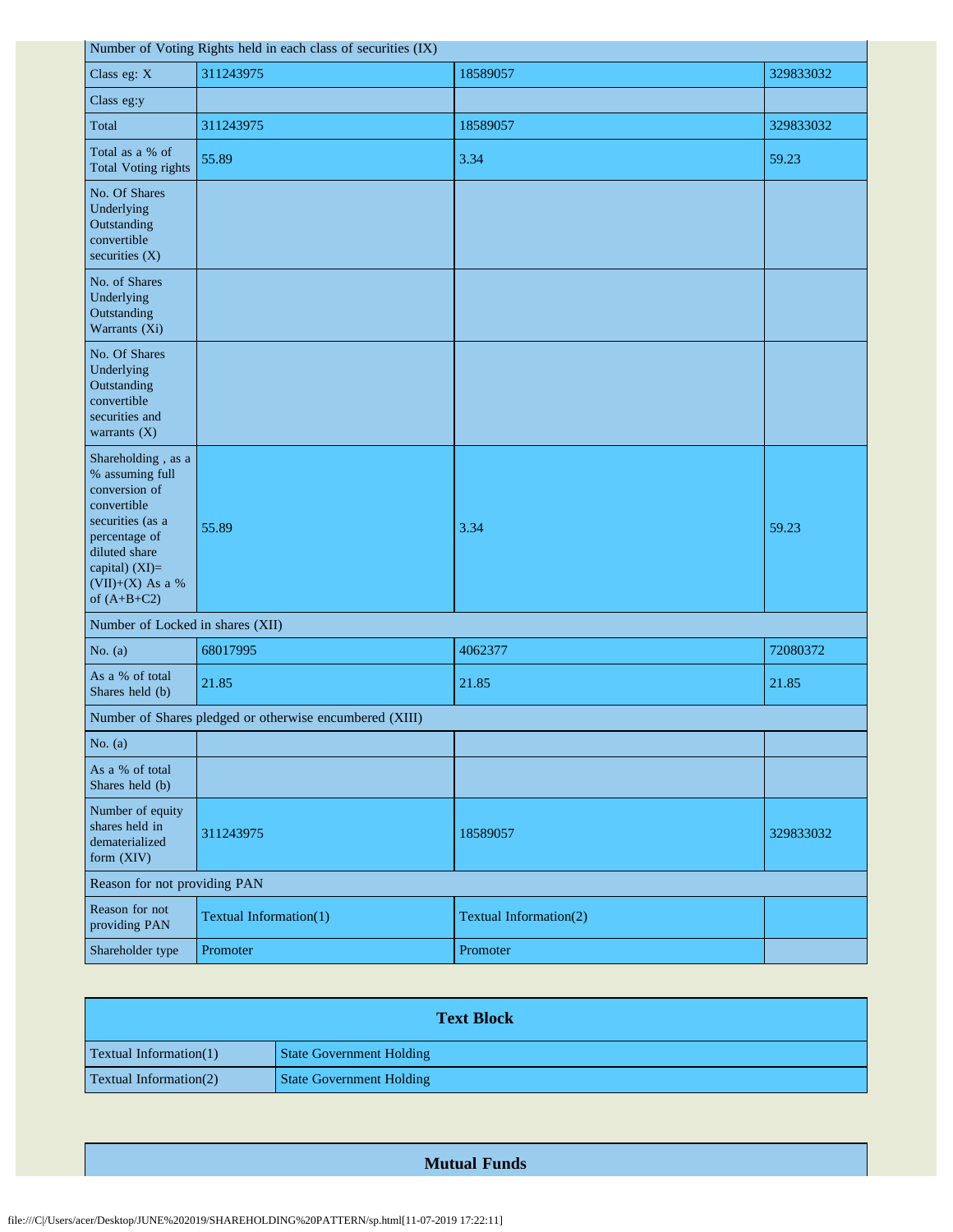| Number of Voting Rights held in each class of securities (IX) | | | |
|---|---|---|---|
| Class eg: X | 311243975 | 18589057 | 329833032 |
| Class eg:y | | | |
| Total | 311243975 | 18589057 | 329833032 |
| Total as a % of Total Voting rights | 55.89 | 3.34 | 59.23 |
| No. Of Shares Underlying Outstanding convertible securities (X) | | | |
| No. of Shares Underlying Outstanding Warrants (Xi) | | | |
| No. Of Shares Underlying Outstanding convertible securities and warrants (X) | | | |
| Shareholding , as a % assuming full conversion of convertible securities (as a percentage of diluted share capital) (XI)= (VII)+(X) As a % of (A+B+C2) | 55.89 | 3.34 | 59.23 |
| Number of Locked in shares (XII) | | | |
| No. (a) | 68017995 | 4062377 | 72080372 |
| As a % of total Shares held (b) | 21.85 | 21.85 | 21.85 |
| Number of Shares pledged or otherwise encumbered (XIII) | | | |
| No. (a) | | | |
| As a % of total Shares held (b) | | | |
| Number of equity shares held in dematerialized form (XIV) | 311243975 | 18589057 | 329833032 |
| Reason for not providing PAN | | | |
| Reason for not providing PAN | Textual Information(1) | Textual Information(2) | |
| Shareholder type | Promoter | Promoter | |

| Text Block | |
|---|---|
| Textual Information(1) | State Government Holding |
| Textual Information(2) | State Government Holding |

## Mutual Funds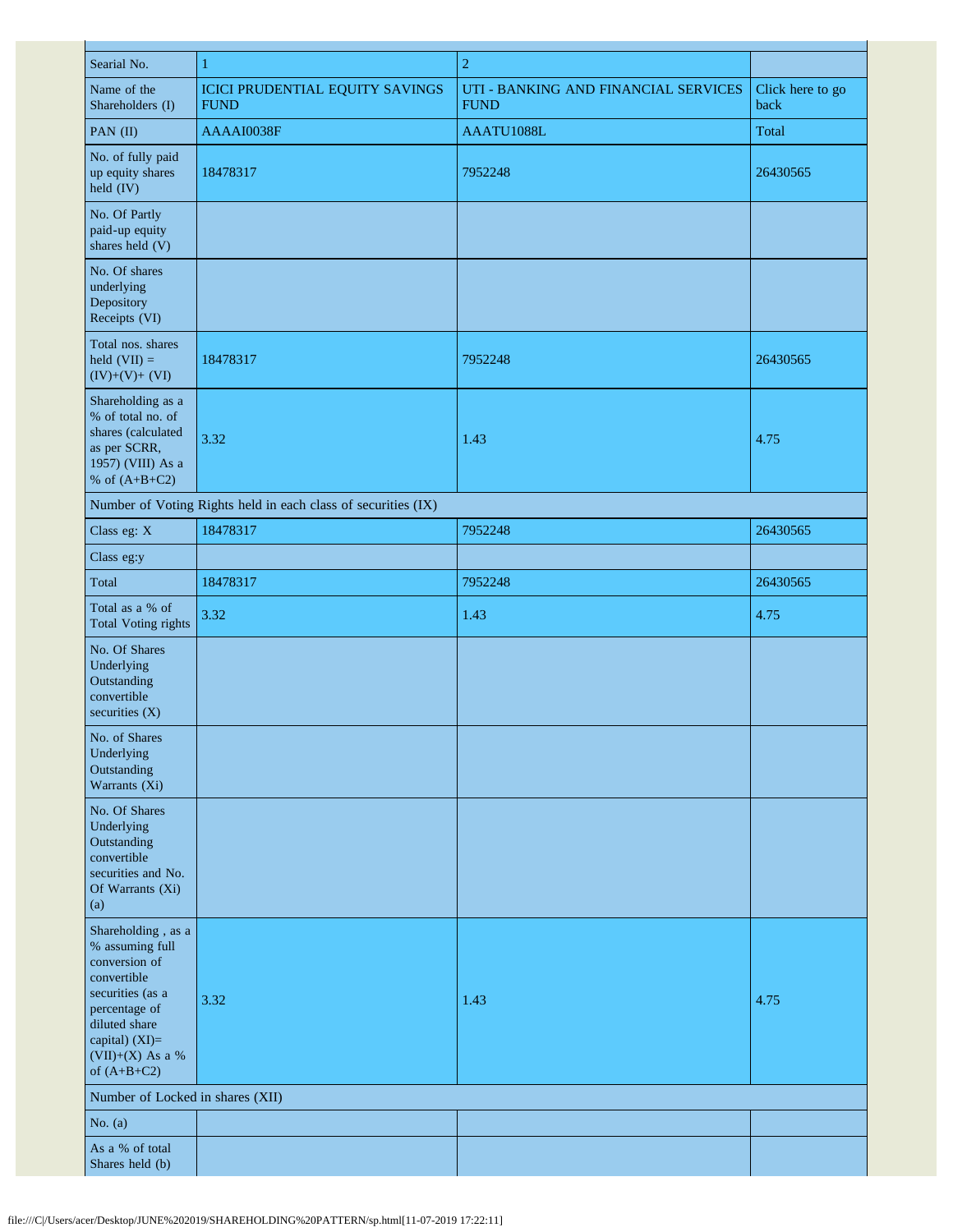| Searial No. | 1 | 2 | |
|---|---|---|---|
| Name of the Shareholders (I) | ICICI PRUDENTIAL EQUITY SAVINGS FUND | UTI - BANKING AND FINANCIAL SERVICES FUND | Click here to go back |
| PAN (II) | AAAAI0038F | AAATU1088L | Total |
| No. of fully paid up equity shares held (IV) | 18478317 | 7952248 | 26430565 |
| No. Of Partly paid-up equity shares held (V) | | | |
| No. Of shares underlying Depository Receipts (VI) | | | |
| Total nos. shares held (VII) = (IV)+(V)+ (VI) | 18478317 | 7952248 | 26430565 |
| Shareholding as a % of total no. of shares (calculated as per SCRR, 1957) (VIII) As a % of (A+B+C2) | 3.32 | 1.43 | 4.75 |
| Number of Voting Rights held in each class of securities (IX) | | | |
| Class eg: X | 18478317 | 7952248 | 26430565 |
| Class eg:y | | | |
| Total | 18478317 | 7952248 | 26430565 |
| Total as a % of Total Voting rights | 3.32 | 1.43 | 4.75 |
| No. Of Shares Underlying Outstanding convertible securities (X) | | | |
| No. of Shares Underlying Outstanding Warrants (Xi) | | | |
| No. Of Shares Underlying Outstanding convertible securities and No. Of Warrants (Xi) (a) | | | |
| Shareholding , as a % assuming full conversion of convertible securities (as a percentage of diluted share capital) (XI)= (VII)+(X) As a % of (A+B+C2) | 3.32 | 1.43 | 4.75 |
| Number of Locked in shares (XII) | | | |
| No. (a) | | | |
| As a % of total Shares held (b) | | | |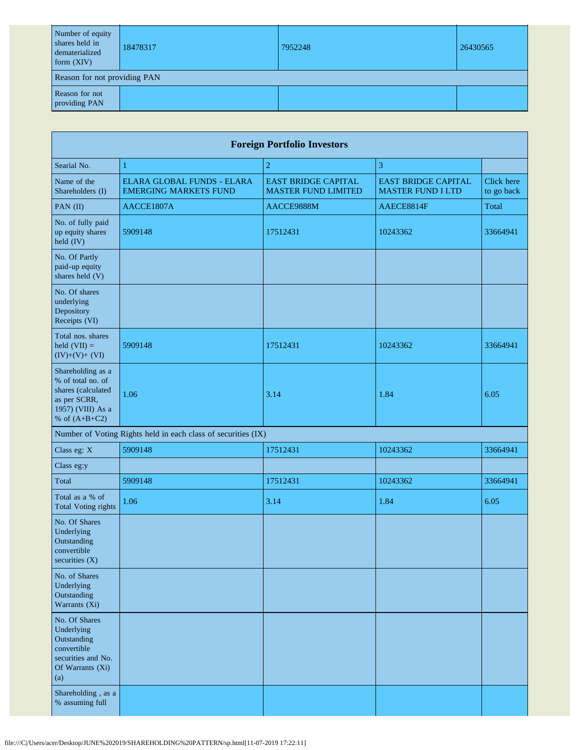| Number of equity shares held in dematerialized form (XIV) | 18478317 | 7952248 | 26430565 |
|---|---|---|---|
| Reason for not providing PAN | | | |
| Reason for not providing PAN | | | |

| Foreign Portfolio Investors | | | | |
|---|---|---|---|---|
| Searial No. | 1 | 2 | 3 | |
| Name of the Shareholders (I) | ELARA GLOBAL FUNDS - ELARA EMERGING MARKETS FUND | EAST BRIDGE CAPITAL MASTER FUND LIMITED | EAST BRIDGE CAPITAL MASTER FUND I LTD | Click here to go back |
| PAN (II) | AACCE1807A | AACCE9888M | AAECE8814F | Total |
| No. of fully paid up equity shares held (IV) | 5909148 | 17512431 | 10243362 | 33664941 |
| No. Of Partly paid-up equity shares held (V) | | | | |
| No. Of shares underlying Depository Receipts (VI) | | | | |
| Total nos. shares held (VII) = (IV)+(V)+ (VI) | 5909148 | 17512431 | 10243362 | 33664941 |
| Shareholding as a % of total no. of shares (calculated as per SCRR, 1957) (VIII) As a % of (A+B+C2) | 1.06 | 3.14 | 1.84 | 6.05 |
| Number of Voting Rights held in each class of securities (IX) | | | | |
| Class eg: X | 5909148 | 17512431 | 10243362 | 33664941 |
| Class eg:y | | | | |
| Total | 5909148 | 17512431 | 10243362 | 33664941 |
| Total as a % of Total Voting rights | 1.06 | 3.14 | 1.84 | 6.05 |
| No. Of Shares Underlying Outstanding convertible securities (X) | | | | |
| No. of Shares Underlying Outstanding Warrants (Xi) | | | | |
| No. Of Shares Underlying Outstanding convertible securities and No. Of Warrants (Xi) (a) | | | | |
| Shareholding , as a % assuming full | | | | |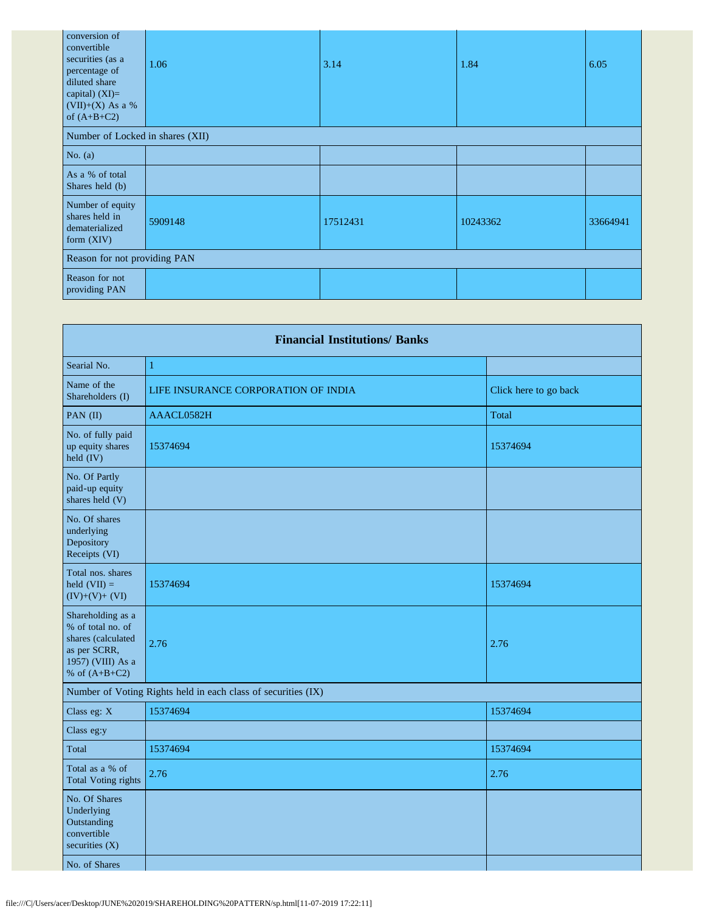| | | | | |
|---|---|---|---|---|
| conversion of convertible securities (as a percentage of diluted share capital) (XI)= (VII)+(X) As a % of (A+B+C2) | 1.06 | 3.14 | 1.84 | 6.05 |
| Number of Locked in shares (XII) | | | | |
| No. (a) | | | | |
| As a % of total Shares held (b) | | | | |
| Number of equity shares held in dematerialized form (XIV) | 5909148 | 17512431 | 10243362 | 33664941 |
| Reason for not providing PAN | | | | |
| Reason for not providing PAN | | | | |

| Financial Institutions/ Banks | | |
|---|---|---|
| Searial No. | 1 | |
| Name of the Shareholders (I) | LIFE INSURANCE CORPORATION OF INDIA | Click here to go back |
| PAN (II) | AAACL0582H | Total |
| No. of fully paid up equity shares held (IV) | 15374694 | 15374694 |
| No. Of Partly paid-up equity shares held (V) | | |
| No. Of shares underlying Depository Receipts (VI) | | |
| Total nos. shares held (VII) = (IV)+(V)+ (VI) | 15374694 | 15374694 |
| Shareholding as a % of total no. of shares (calculated as per SCRR, 1957) (VIII) As a % of (A+B+C2) | 2.76 | 2.76 |
| Number of Voting Rights held in each class of securities (IX) | | |
| Class eg: X | 15374694 | 15374694 |
| Class eg:y | | |
| Total | 15374694 | 15374694 |
| Total as a % of Total Voting rights | 2.76 | 2.76 |
| No. Of Shares Underlying Outstanding convertible securities (X) | | |
| No. of Shares | | |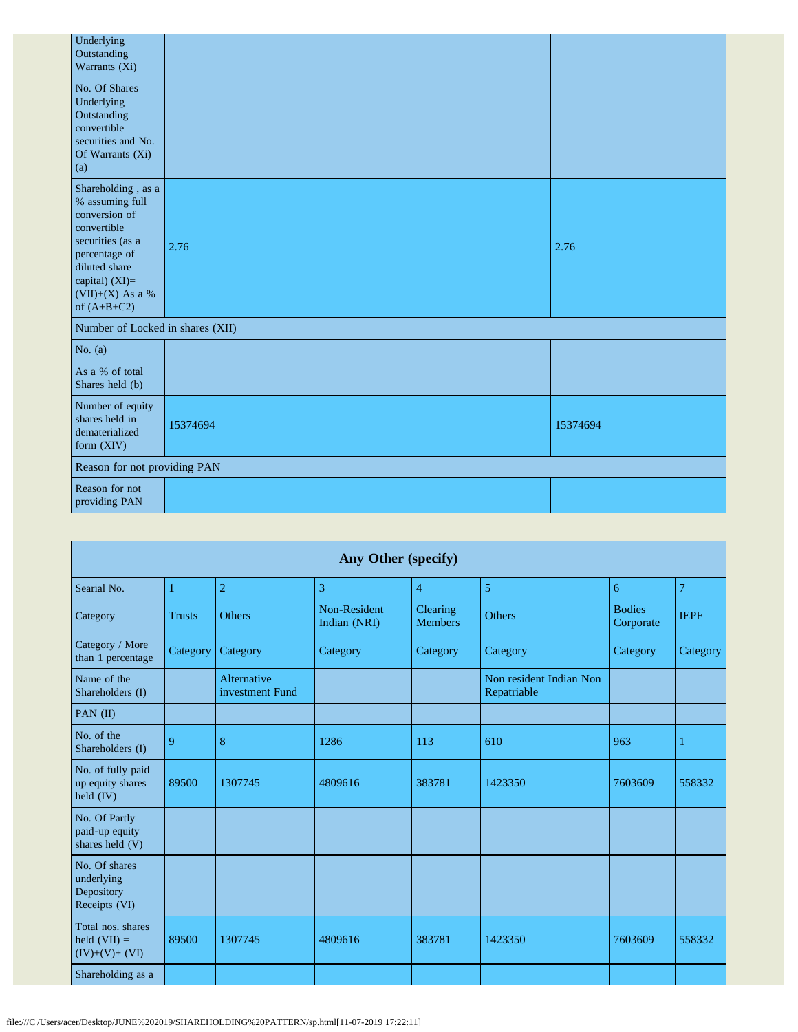| | | |
|---|---|---|
| Underlying Outstanding Warrants (Xi) | | |
| No. Of Shares Underlying Outstanding convertible securities and No. Of Warrants (Xi) (a) | | |
| Shareholding , as a % assuming full conversion of convertible securities (as a percentage of diluted share capital) (XI)= (VII)+(X) As a % of (A+B+C2) | 2.76 | 2.76 |
| Number of Locked in shares (XII) | | |
| No. (a) | | |
| As a % of total Shares held (b) | | |
| Number of equity shares held in dematerialized form (XIV) | 15374694 | 15374694 |
| Reason for not providing PAN | | |
| Reason for not providing PAN | | |

| Any Other (specify) | | | | | | | |
|---|---|---|---|---|---|---|---|
| Searial No. | 1 | 2 | 3 | 4 | 5 | 6 | 7 |
| Category | Trusts | Others | Non-Resident Indian (NRI) | Clearing Members | Others | Bodies Corporate | IEPF |
| Category / More than 1 percentage | Category | Category | Category | Category | Category | Category | Category |
| Name of the Shareholders (I) | | Alternative investment Fund | | | Non resident Indian Non Repatriable | | |
| PAN (II) | | | | | | | |
| No. of the Shareholders (I) | 9 | 8 | 1286 | 113 | 610 | 963 | 1 |
| No. of fully paid up equity shares held (IV) | 89500 | 1307745 | 4809616 | 383781 | 1423350 | 7603609 | 558332 |
| No. Of Partly paid-up equity shares held (V) | | | | | | | |
| No. Of shares underlying Depository Receipts (VI) | | | | | | | |
| Total nos. shares held (VII) = (IV)+(V)+ (VI) | 89500 | 1307745 | 4809616 | 383781 | 1423350 | 7603609 | 558332 |
| Shareholding as a | | | | | | | |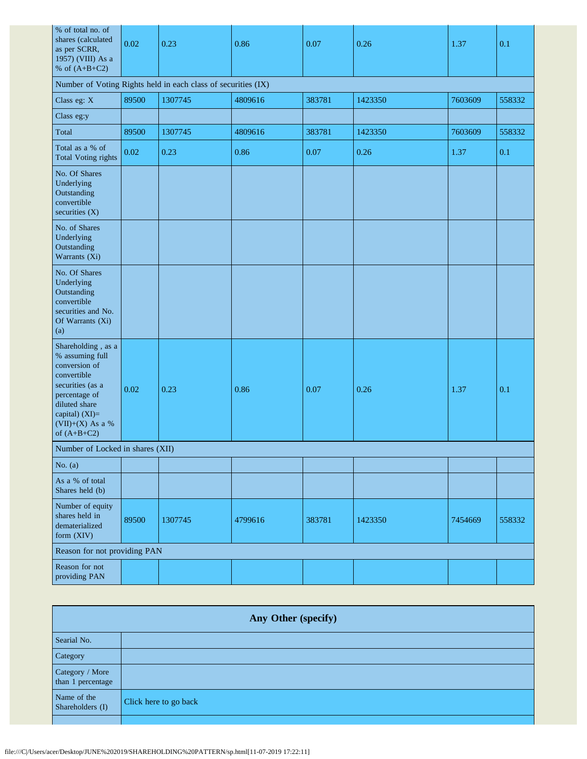| % of total no. of shares (calculated as per SCRR, 1957) (VIII) As a % of (A+B+C2) | 0.02 | 0.23 | 0.86 | 0.07 | 0.26 | 1.37 | 0.1 |
|---|---|---|---|---|---|---|---|
| Number of Voting Rights held in each class of securities (IX) | | | | | | | |
| Class eg: X | 89500 | 1307745 | 4809616 | 383781 | 1423350 | 7603609 | 558332 |
| Class eg:y | | | | | | | |
| Total | 89500 | 1307745 | 4809616 | 383781 | 1423350 | 7603609 | 558332 |
| Total as a % of Total Voting rights | 0.02 | 0.23 | 0.86 | 0.07 | 0.26 | 1.37 | 0.1 |
| No. Of Shares Underlying Outstanding convertible securities (X) | | | | | | | |
| No. of Shares Underlying Outstanding Warrants (Xi) | | | | | | | |
| No. Of Shares Underlying Outstanding convertible securities and No. Of Warrants (Xi) (a) | | | | | | | |
| Shareholding , as a % assuming full conversion of convertible securities (as a percentage of diluted share capital) (XI)= (VII)+(X) As a % of (A+B+C2) | 0.02 | 0.23 | 0.86 | 0.07 | 0.26 | 1.37 | 0.1 |
| Number of Locked in shares (XII) | | | | | | | |
| No. (a) | | | | | | | |
| As a % of total Shares held (b) | | | | | | | |
| Number of equity shares held in dematerialized form (XIV) | 89500 | 1307745 | 4799616 | 383781 | 1423350 | 7454669 | 558332 |
| Reason for not providing PAN | | | | | | | |
| Reason for not providing PAN | | | | | | | |

| Any Other (specify) | |
|---|---|
| Searial No. | |
| Category | |
| Category / More than 1 percentage | |
| Name of the Shareholders (I) | Click here to go back |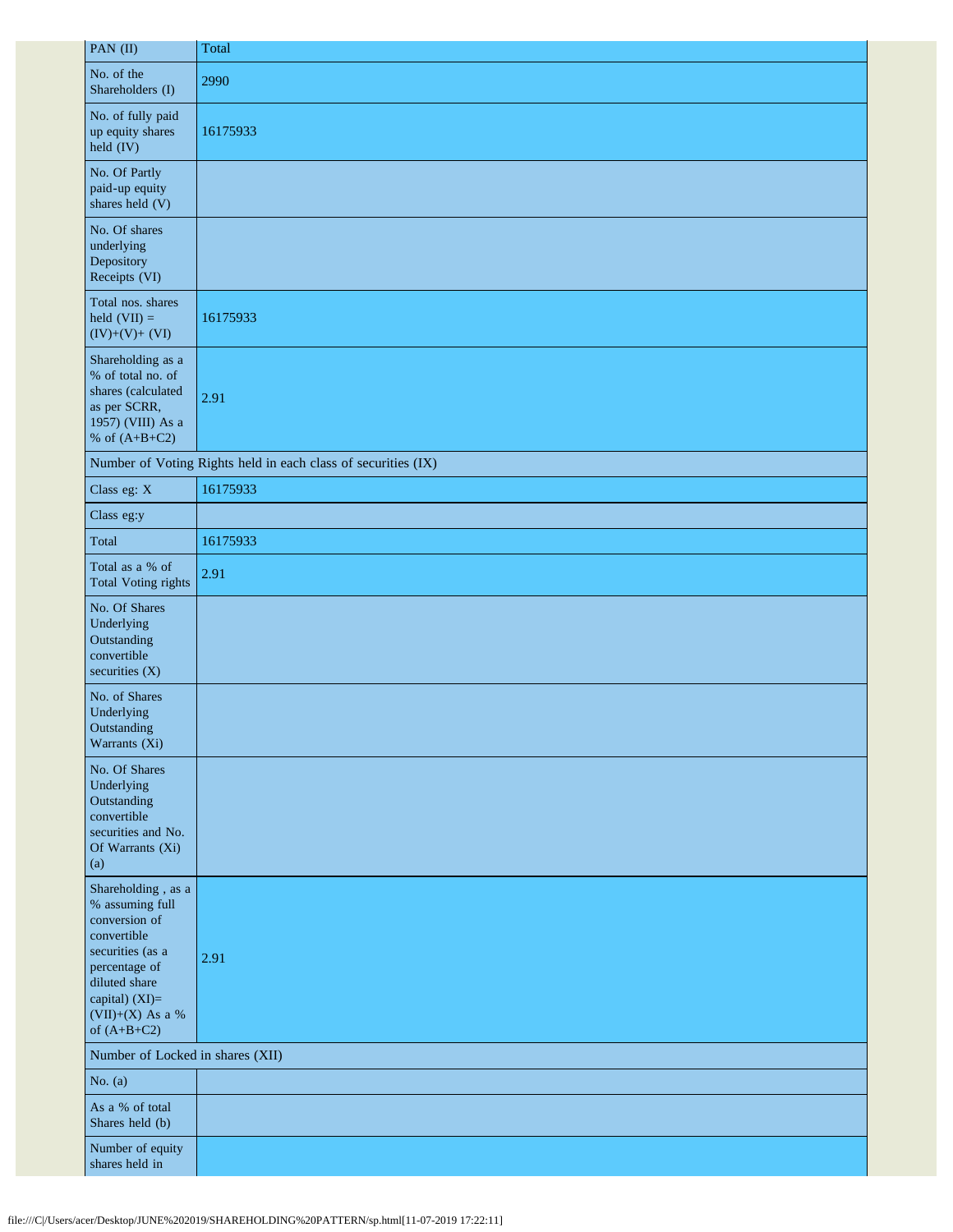| PAN (II) | Total |
|---|---|
| No. of the Shareholders (I) | 2990 |
| No. of fully paid up equity shares held (IV) | 16175933 |
| No. Of Partly paid-up equity shares held (V) | |
| No. Of shares underlying Depository Receipts (VI) | |
| Total nos. shares held (VII) = (IV)+(V)+ (VI) | 16175933 |
| Shareholding as a % of total no. of shares (calculated as per SCRR, 1957) (VIII) As a % of (A+B+C2) | 2.91 |
| Number of Voting Rights held in each class of securities (IX) | |
| Class eg: X | 16175933 |
| Class eg:y | |
| Total | 16175933 |
| Total as a % of Total Voting rights | 2.91 |
| No. Of Shares Underlying Outstanding convertible securities (X) | |
| No. of Shares Underlying Outstanding Warrants (Xi) | |
| No. Of Shares Underlying Outstanding convertible securities and No. Of Warrants (Xi) (a) | |
| Shareholding , as a % assuming full conversion of convertible securities (as a percentage of diluted share capital) (XI)= (VII)+(X) As a % of (A+B+C2) | 2.91 |
| Number of Locked in shares (XII) | |
| No. (a) | |
| As a % of total Shares held (b) | |
| Number of equity shares held in | |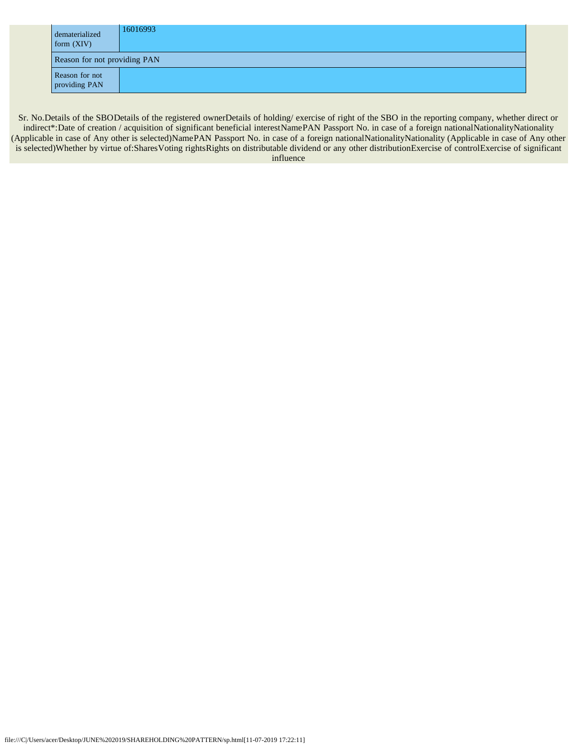| | |
|---|---|
| dematerialized form (XIV) | 16016993 |
| Reason for not providing PAN | |
| Reason for not providing PAN | |

Sr. No.Details of the SBODetails of the registered ownerDetails of holding/ exercise of right of the SBO in the reporting company, whether direct or indirect*:Date of creation / acquisition of significant beneficial interestNamePAN Passport No. in case of a foreign nationalNationalityNationality (Applicable in case of Any other is selected)NamePAN Passport No. in case of a foreign nationalNationalityNationality (Applicable in case of Any other is selected)Whether by virtue of:SharesVoting rightsRights on distributable dividend or any other distributionExercise of controlExercise of significant influence